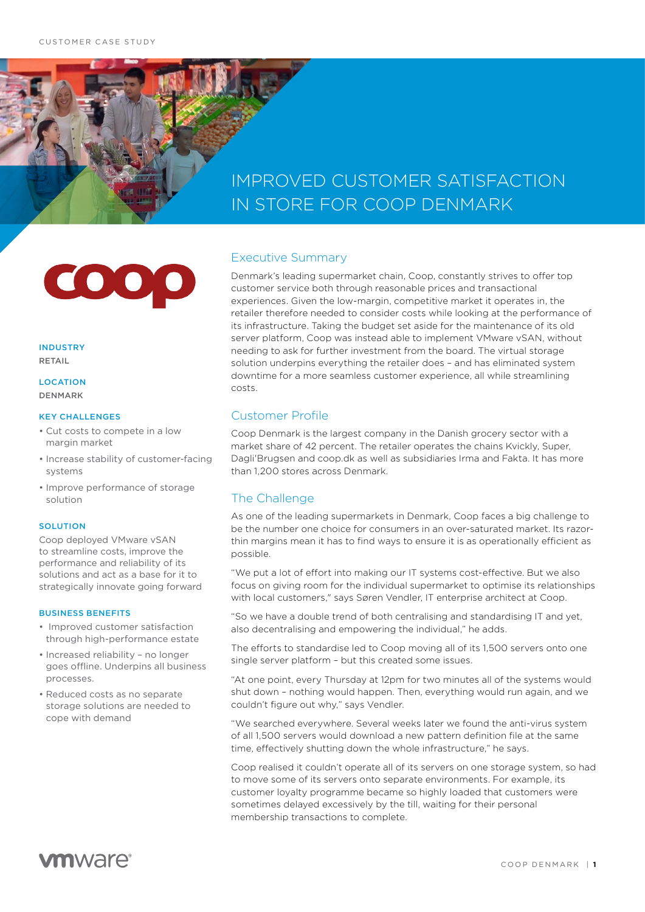CUSTOMER CASE STUDY

# IMPROVED CUSTOMER SATISFACTION IN STORE FOR COOP DENMARK

**INDUSTRY**
RETAIL

**LOCATION**
DENMARK

**KEY CHALLENGES**

- Cut costs to compete in a low margin market
- Increase stability of customer-facing systems
- Improve performance of storage solution

**SOLUTION**

Coop deployed VMware vSAN to streamline costs, improve the performance and reliability of its solutions and act as a base for it to strategically innovate going forward

**BUSINESS BENEFITS**

- Improved customer satisfaction through high-performance estate
- Increased reliability – no longer goes offline. Underpins all business processes.
- Reduced costs as no separate storage solutions are needed to cope with demand

## Executive Summary

Denmark's leading supermarket chain, Coop, constantly strives to offer top customer service both through reasonable prices and transactional experiences. Given the low-margin, competitive market it operates in, the retailer therefore needed to consider costs while looking at the performance of its infrastructure. Taking the budget set aside for the maintenance of its old server platform, Coop was instead able to implement VMware vSAN, without needing to ask for further investment from the board. The virtual storage solution underpins everything the retailer does – and has eliminated system downtime for a more seamless customer experience, all while streamlining costs.

## Customer Profile

Coop Denmark is the largest company in the Danish grocery sector with a market share of 42 percent. The retailer operates the chains Kvickly, Super, Dagli'Brugsen and coop.dk as well as subsidiaries Irma and Fakta. It has more than 1,200 stores across Denmark.

## The Challenge

As one of the leading supermarkets in Denmark, Coop faces a big challenge to be the number one choice for consumers in an over-saturated market. Its razor-thin margins mean it has to find ways to ensure it is as operationally efficient as possible.

"We put a lot of effort into making our IT systems cost-effective. But we also focus on giving room for the individual supermarket to optimise its relationships with local customers," says Søren Vendler, IT enterprise architect at Coop.

"So we have a double trend of both centralising and standardising IT and yet, also decentralising and empowering the individual," he adds.

The efforts to standardise led to Coop moving all of its 1,500 servers onto one single server platform – but this created some issues.

"At one point, every Thursday at 12pm for two minutes all of the systems would shut down – nothing would happen. Then, everything would run again, and we couldn't figure out why," says Vendler.

"We searched everywhere. Several weeks later we found the anti-virus system of all 1,500 servers would download a new pattern definition file at the same time, effectively shutting down the whole infrastructure," he says.

Coop realised it couldn't operate all of its servers on one storage system, so had to move some of its servers onto separate environments. For example, its customer loyalty programme became so highly loaded that customers were sometimes delayed excessively by the till, waiting for their personal membership transactions to complete.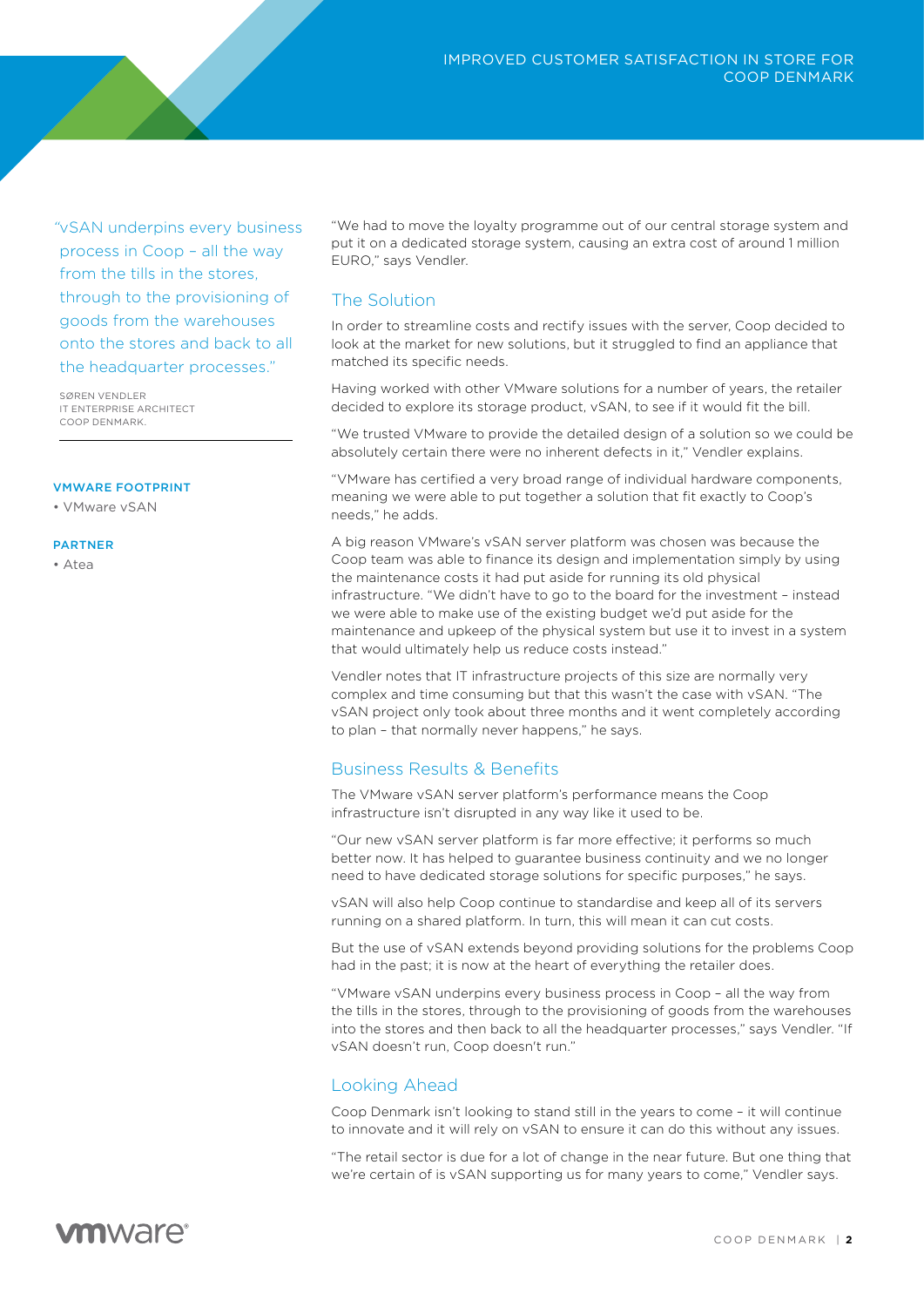"vSAN underpins every business process in Coop – all the way from the tills in the stores, through to the provisioning of goods from the warehouses onto the stores and back to all the headquarter processes."

SØREN VENDLER
IT ENTERPRISE ARCHITECT
COOP DENMARK.

**VMWARE FOOTPRINT**

- VMware vSAN

**PARTNER**

- Atea

"We had to move the loyalty programme out of our central storage system and put it on a dedicated storage system, causing an extra cost of around 1 million EURO," says Vendler.

## The Solution

In order to streamline costs and rectify issues with the server, Coop decided to look at the market for new solutions, but it struggled to find an appliance that matched its specific needs.

Having worked with other VMware solutions for a number of years, the retailer decided to explore its storage product, vSAN, to see if it would fit the bill.

"We trusted VMware to provide the detailed design of a solution so we could be absolutely certain there were no inherent defects in it," Vendler explains.

"VMware has certified a very broad range of individual hardware components, meaning we were able to put together a solution that fit exactly to Coop's needs," he adds.

A big reason VMware's vSAN server platform was chosen was because the Coop team was able to finance its design and implementation simply by using the maintenance costs it had put aside for running its old physical infrastructure. "We didn't have to go to the board for the investment – instead we were able to make use of the existing budget we'd put aside for the maintenance and upkeep of the physical system but use it to invest in a system that would ultimately help us reduce costs instead."

Vendler notes that IT infrastructure projects of this size are normally very complex and time consuming but that this wasn't the case with vSAN. "The vSAN project only took about three months and it went completely according to plan – that normally never happens," he says.

## Business Results & Benefits

The VMware vSAN server platform's performance means the Coop infrastructure isn't disrupted in any way like it used to be.

"Our new vSAN server platform is far more effective; it performs so much better now. It has helped to guarantee business continuity and we no longer need to have dedicated storage solutions for specific purposes," he says.

vSAN will also help Coop continue to standardise and keep all of its servers running on a shared platform. In turn, this will mean it can cut costs.

But the use of vSAN extends beyond providing solutions for the problems Coop had in the past; it is now at the heart of everything the retailer does.

"VMware vSAN underpins every business process in Coop – all the way from the tills in the stores, through to the provisioning of goods from the warehouses into the stores and then back to all the headquarter processes," says Vendler. "If vSAN doesn't run, Coop doesn't run."

## Looking Ahead

Coop Denmark isn't looking to stand still in the years to come – it will continue to innovate and it will rely on vSAN to ensure it can do this without any issues.

"The retail sector is due for a lot of change in the near future. But one thing that we're certain of is vSAN supporting us for many years to come," Vendler says.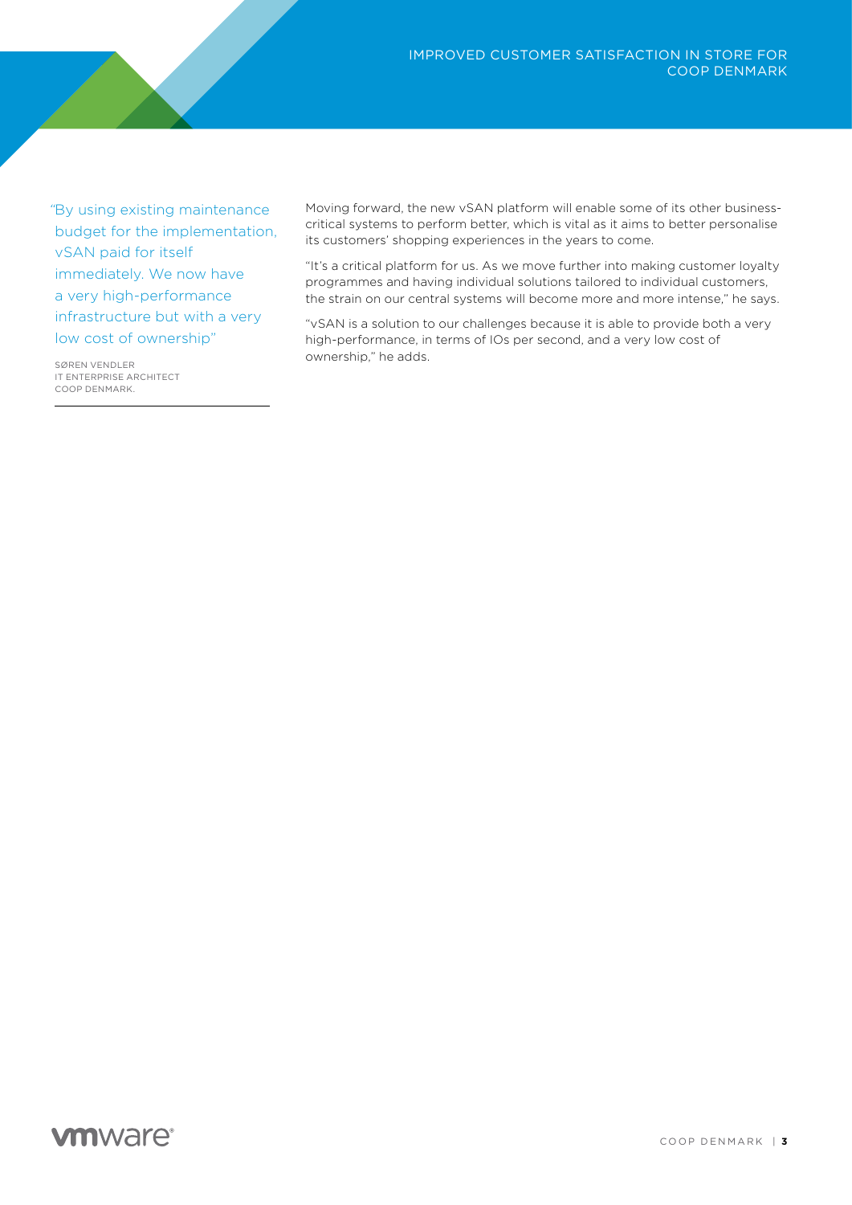> "By using existing maintenance budget for the implementation, vSAN paid for itself immediately. We now have a very high-performance infrastructure but with a very low cost of ownership"
>
> SØREN VENDLER
> IT ENTERPRISE ARCHITECT
> COOP DENMARK.

Moving forward, the new vSAN platform will enable some of its other business-critical systems to perform better, which is vital as it aims to better personalise its customers' shopping experiences in the years to come.

"It's a critical platform for us. As we move further into making customer loyalty programmes and having individual solutions tailored to individual customers, the strain on our central systems will become more and more intense," he says.

"vSAN is a solution to our challenges because it is able to provide both a very high-performance, in terms of IOs per second, and a very low cost of ownership," he adds.